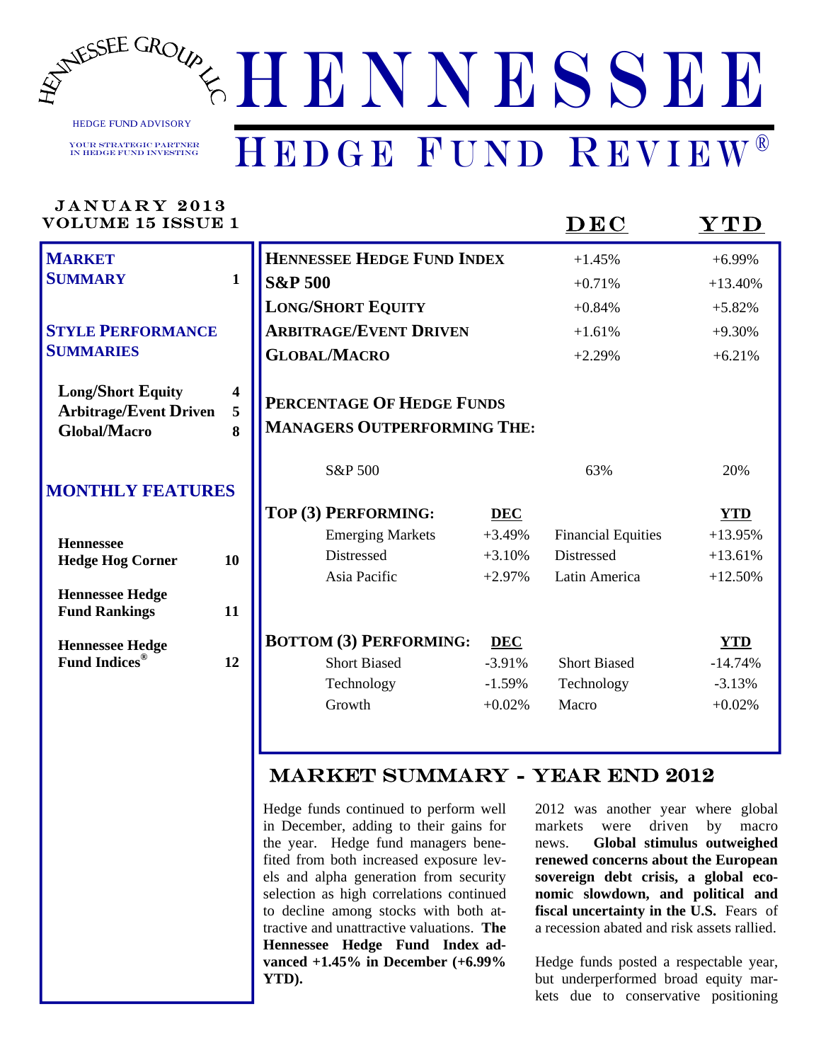HENNESSEE GROUP LLC

HEDGE FUND ADVISORY

YOUR STRATEGIC PARTNER IN HEDGE FUND INVESTING

# HENNESSEE

# HEDGE FUND REVIEW®

JANUARY 2013
VOLUME 15 ISSUE 1

| Contents | Page |
|---|---|
| **MARKET SUMMARY** | 1 |
| **STYLE PERFORMANCE SUMMARIES** | |
| Long/Short Equity | 4 |
| Arbitrage/Event Driven | 5 |
| Global/Macro | 8 |
| **MONTHLY FEATURES** | |
| Hennessee Hedge Hog Corner | 10 |
| Hennessee Hedge Fund Rankings | 11 |
| Hennessee Hedge Fund Indices® | 12 |

| | DEC | YTD |
|---|---|---|
| **HENNESSEE HEDGE FUND INDEX** | +1.45% | +6.99% |
| **S&P 500** | +0.71% | +13.40% |
| **LONG/SHORT EQUITY** | +0.84% | +5.82% |
| **ARBITRAGE/EVENT DRIVEN** | +1.61% | +9.30% |
| **GLOBAL/MACRO** | +2.29% | +6.21% |

**PERCENTAGE OF HEDGE FUNDS MANAGERS OUTPERFORMING THE:**

| | DEC | YTD |
|---|---|---|
| S&P 500 | 63% | 20% |

| **TOP (3) PERFORMING:** | **DEC** | | **YTD** |
|---|---|---|---|
| Emerging Markets | +3.49% | Financial Equities | +13.95% |
| Distressed | +3.10% | Distressed | +13.61% |
| Asia Pacific | +2.97% | Latin America | +12.50% |

| **BOTTOM (3) PERFORMING:** | **DEC** | | **YTD** |
|---|---|---|---|
| Short Biased | -3.91% | Short Biased | -14.74% |
| Technology | -1.59% | Technology | -3.13% |
| Growth | +0.02% | Macro | +0.02% |

## MARKET SUMMARY - YEAR END 2012

Hedge funds continued to perform well in December, adding to their gains for the year. Hedge fund managers benefited from both increased exposure levels and alpha generation from security selection as high correlations continued to decline among stocks with both attractive and unattractive valuations. **The Hennessee Hedge Fund Index advanced +1.45% in December (+6.99% YTD).**

2012 was another year where global markets were driven by macro news. **Global stimulus outweighed renewed concerns about the European sovereign debt crisis, a global economic slowdown, and political and fiscal uncertainty in the U.S.** Fears of a recession abated and risk assets rallied.

Hedge funds posted a respectable year, but underperformed broad equity markets due to conservative positioning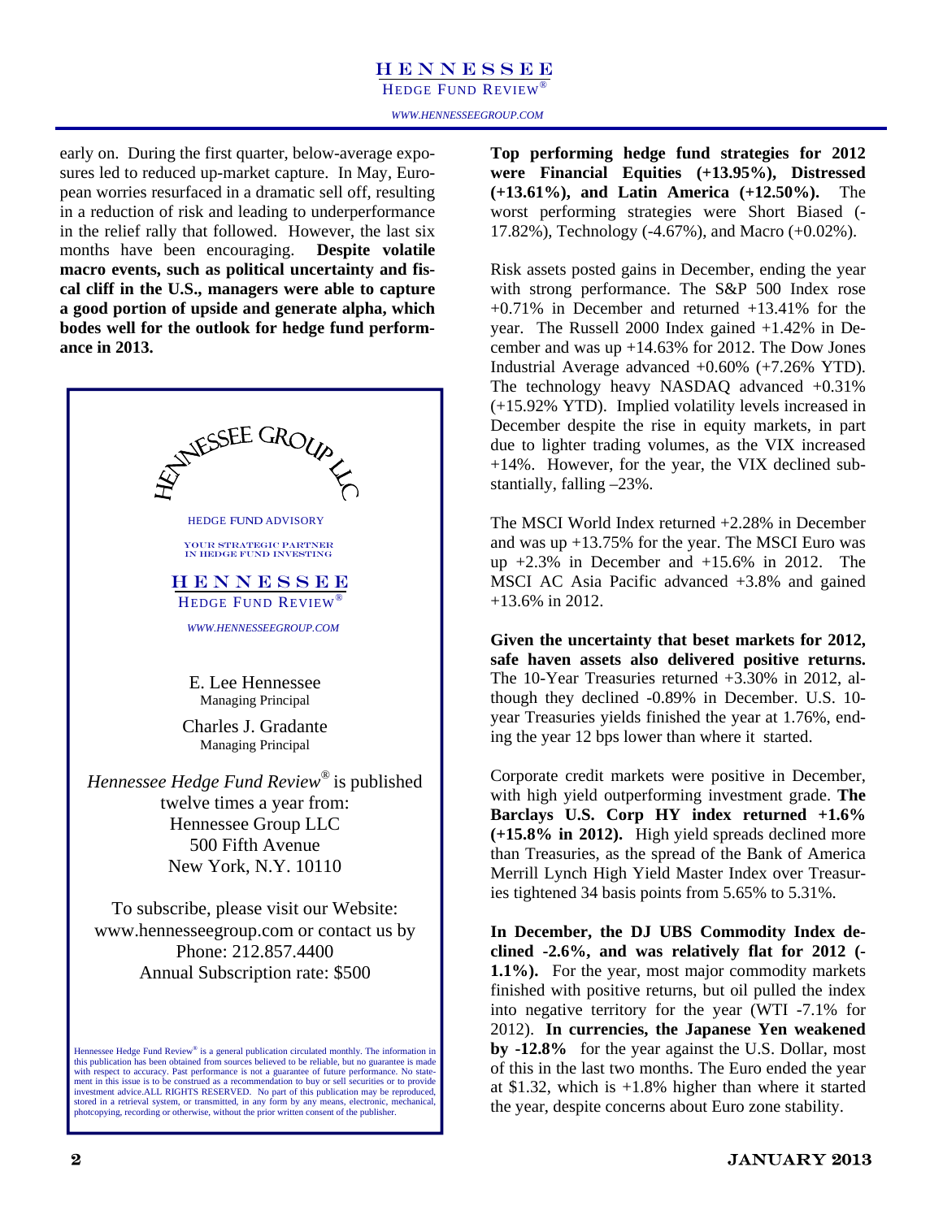early on. During the first quarter, below-average exposures led to reduced up-market capture. In May, European worries resurfaced in a dramatic sell off, resulting in a reduction of risk and leading to underperformance in the relief rally that followed. However, the last six months have been encouraging. **Despite volatile macro events, such as political uncertainty and fiscal cliff in the U.S., managers were able to capture a good portion of upside and generate alpha, which bodes well for the outlook for hedge fund performance in 2013.**

HENNESSEE GROUP LLC

HEDGE FUND ADVISORY

YOUR STRATEGIC PARTNER IN HEDGE FUND INVESTING

HENNESSEE

HEDGE FUND REVIEW®

*WWW.HENNESSEEGROUP.COM*

E. Lee Hennessee
Managing Principal

Charles J. Gradante
Managing Principal

*Hennessee Hedge Fund Review®* is published twelve times a year from:
Hennessee Group LLC
500 Fifth Avenue
New York, N.Y. 10110

To subscribe, please visit our Website: www.hennesseegroup.com or contact us by Phone: 212.857.4400
Annual Subscription rate: $500

Hennessee Hedge Fund Review® is a general publication circulated monthly. The information in this publication has been obtained from sources believed to be reliable, but no guarantee is made with respect to accuracy. Past performance is not a guarantee of future performance. No statement in this issue is to be construed as a recommendation to buy or sell securities or to provide investment advice.ALL RIGHTS RESERVED. No part of this publication may be reproduced, stored in a retrieval system, or transmitted, in any form by any means, electronic, mechanical, photcopying, recording or otherwise, without the prior written consent of the publisher.

**Top performing hedge fund strategies for 2012 were Financial Equities (+13.95%), Distressed (+13.61%), and Latin America (+12.50%).** The worst performing strategies were Short Biased (-17.82%), Technology (-4.67%), and Macro (+0.02%).

Risk assets posted gains in December, ending the year with strong performance. The S&P 500 Index rose +0.71% in December and returned +13.41% for the year. The Russell 2000 Index gained +1.42% in December and was up +14.63% for 2012. The Dow Jones Industrial Average advanced +0.60% (+7.26% YTD). The technology heavy NASDAQ advanced +0.31% (+15.92% YTD). Implied volatility levels increased in December despite the rise in equity markets, in part due to lighter trading volumes, as the VIX increased +14%. However, for the year, the VIX declined substantially, falling –23%.

The MSCI World Index returned +2.28% in December and was up +13.75% for the year. The MSCI Euro was up +2.3% in December and +15.6% in 2012. The MSCI AC Asia Pacific advanced +3.8% and gained +13.6% in 2012.

**Given the uncertainty that beset markets for 2012, safe haven assets also delivered positive returns.** The 10-Year Treasuries returned +3.30% in 2012, although they declined -0.89% in December. U.S. 10-year Treasuries yields finished the year at 1.76%, ending the year 12 bps lower than where it started.

Corporate credit markets were positive in December, with high yield outperforming investment grade. **The Barclays U.S. Corp HY index returned +1.6% (+15.8% in 2012).** High yield spreads declined more than Treasuries, as the spread of the Bank of America Merrill Lynch High Yield Master Index over Treasuries tightened 34 basis points from 5.65% to 5.31%.

**In December, the DJ UBS Commodity Index declined -2.6%, and was relatively flat for 2012 (-1.1%).** For the year, most major commodity markets finished with positive returns, but oil pulled the index into negative territory for the year (WTI -7.1% for 2012). **In currencies, the Japanese Yen weakened by -12.8%** for the year against the U.S. Dollar, most of this in the last two months. The Euro ended the year at $1.32, which is +1.8% higher than where it started the year, despite concerns about Euro zone stability.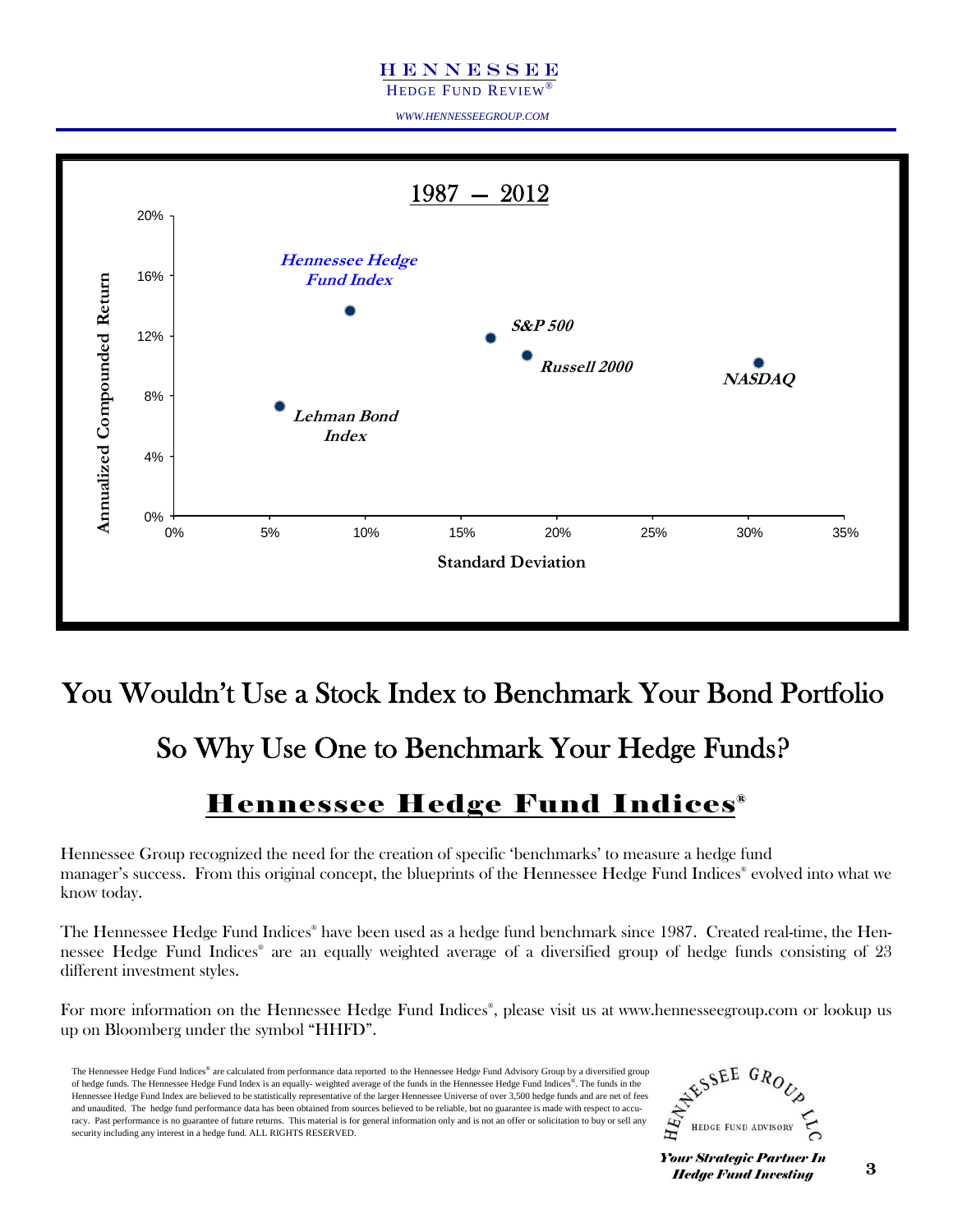1987 — 2012

| | Standard Deviation | Annualized Compounded Return |
|---|---|---|
| Hennessee Hedge Fund Index | ~9% | ~14% |
| S&P 500 | ~17% | ~12% |
| Russell 2000 | ~18% | ~11% |
| NASDAQ | ~31% | ~10% |
| Lehman Bond Index | ~5% | ~7% |

# You Wouldn't Use a Stock Index to Benchmark Your Bond Portfolio

# So Why Use One to Benchmark Your Hedge Funds?

## Hennessee Hedge Fund Indices®

Hennessee Group recognized the need for the creation of specific 'benchmarks' to measure a hedge fund manager's success. From this original concept, the blueprints of the Hennessee Hedge Fund Indices® evolved into what we know today.

The Hennessee Hedge Fund Indices® have been used as a hedge fund benchmark since 1987. Created real-time, the Hennessee Hedge Fund Indices® are an equally weighted average of a diversified group of hedge funds consisting of 23 different investment styles.

For more information on the Hennessee Hedge Fund Indices®, please visit us at www.hennesseegroup.com or lookup us up on Bloomberg under the symbol "HHFD".

The Hennessee Hedge Fund Indices® are calculated from performance data reported to the Hennessee Hedge Fund Advisory Group by a diversified group of hedge funds. The Hennessee Hedge Fund Index is an equally- weighted average of the funds in the Hennessee Hedge Fund Indices®. The funds in the Hennessee Hedge Fund Index are believed to be statistically representative of the larger Hennessee Universe of over 3,500 hedge funds and are net of fees and unaudited. The hedge fund performance data has been obtained from sources believed to be reliable, but no guarantee is made with respect to accuracy. Past performance is no guarantee of future returns. This material is for general information only and is not an offer or solicitation to buy or sell any security including any interest in a hedge fund. ALL RIGHTS RESERVED.

HENNESSEE GROUP LLC — HEDGE FUND ADVISORY

***Your Strategic Partner In Hedge Fund Investing***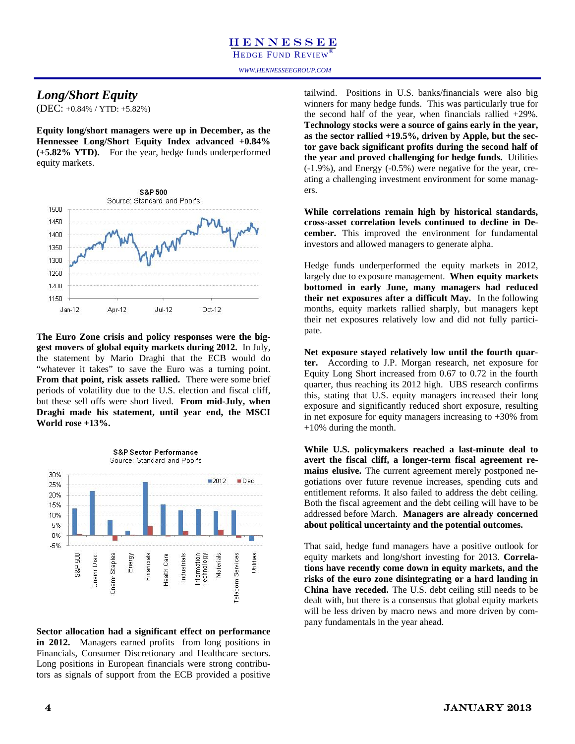## *Long/Short Equity*

(DEC: +0.84% / YTD: +5.82%)

**Equity long/short managers were up in December, as the Hennessee Long/Short Equity Index advanced +0.84% (+5.82% YTD).** For the year, hedge funds underperformed equity markets.

**The Euro Zone crisis and policy responses were the biggest movers of global equity markets during 2012.** In July, the statement by Mario Draghi that the ECB would do "whatever it takes" to save the Euro was a turning point. **From that point, risk assets rallied.** There were some brief periods of volatility due to the U.S. election and fiscal cliff, but these sell offs were short lived. **From mid-July, when Draghi made his statement, until year end, the MSCI World rose +13%.**

**Sector allocation had a significant effect on performance in 2012.** Managers earned profits from long positions in Financials, Consumer Discretionary and Healthcare sectors. Long positions in European financials were strong contributors as signals of support from the ECB provided a positive tailwind. Positions in U.S. banks/financials were also big winners for many hedge funds. This was particularly true for the second half of the year, when financials rallied +29%. **Technology stocks were a source of gains early in the year, as the sector rallied +19.5%, driven by Apple, but the sector gave back significant profits during the second half of the year and proved challenging for hedge funds.** Utilities (-1.9%), and Energy (-0.5%) were negative for the year, creating a challenging investment environment for some managers.

**While correlations remain high by historical standards, cross-asset correlation levels continued to decline in December.** This improved the environment for fundamental investors and allowed managers to generate alpha.

Hedge funds underperformed the equity markets in 2012, largely due to exposure management. **When equity markets bottomed in early June, many managers had reduced their net exposures after a difficult May.** In the following months, equity markets rallied sharply, but managers kept their net exposures relatively low and did not fully participate.

**Net exposure stayed relatively low until the fourth quarter.** According to J.P. Morgan research, net exposure for Equity Long Short increased from 0.67 to 0.72 in the fourth quarter, thus reaching its 2012 high. UBS research confirms this, stating that U.S. equity managers increased their long exposure and significantly reduced short exposure, resulting in net exposure for equity managers increasing to +30% from +10% during the month.

**While U.S. policymakers reached a last-minute deal to avert the fiscal cliff, a longer-term fiscal agreement remains elusive.** The current agreement merely postponed negotiations over future revenue increases, spending cuts and entitlement reforms. It also failed to address the debt ceiling. Both the fiscal agreement and the debt ceiling will have to be addressed before March. **Managers are already concerned about political uncertainty and the potential outcomes.**

That said, hedge fund managers have a positive outlook for equity markets and long/short investing for 2013. **Correlations have recently come down in equity markets, and the risks of the euro zone disintegrating or a hard landing in China have receded.** The U.S. debt ceiling still needs to be dealt with, but there is a consensus that global equity markets will be less driven by macro news and more driven by company fundamentals in the year ahead.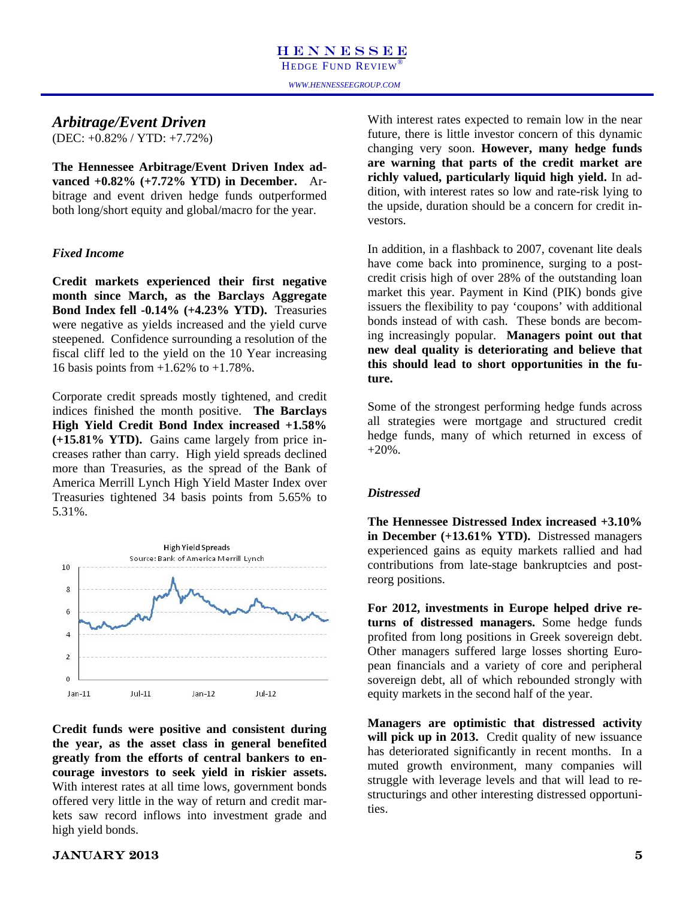## *Arbitrage/Event Driven*

(DEC: +0.82% / YTD: +7.72%)

**The Hennessee Arbitrage/Event Driven Index advanced +0.82% (+7.72% YTD) in December.** Arbitrage and event driven hedge funds outperformed both long/short equity and global/macro for the year.

### *Fixed Income*

**Credit markets experienced their first negative month since March, as the Barclays Aggregate Bond Index fell -0.14% (+4.23% YTD).** Treasuries were negative as yields increased and the yield curve steepened. Confidence surrounding a resolution of the fiscal cliff led to the yield on the 10 Year increasing 16 basis points from +1.62% to +1.78%.

Corporate credit spreads mostly tightened, and credit indices finished the month positive. **The Barclays High Yield Credit Bond Index increased +1.58% (+15.81% YTD).** Gains came largely from price increases rather than carry. High yield spreads declined more than Treasuries, as the spread of the Bank of America Merrill Lynch High Yield Master Index over Treasuries tightened 34 basis points from 5.65% to 5.31%.

High Yield Spreads
Source: Bank of America Merrill Lynch

**Credit funds were positive and consistent during the year, as the asset class in general benefited greatly from the efforts of central bankers to encourage investors to seek yield in riskier assets.** With interest rates at all time lows, government bonds offered very little in the way of return and credit markets saw record inflows into investment grade and high yield bonds.

With interest rates expected to remain low in the near future, there is little investor concern of this dynamic changing very soon. **However, many hedge funds are warning that parts of the credit market are richly valued, particularly liquid high yield.** In addition, with interest rates so low and rate-risk lying to the upside, duration should be a concern for credit investors.

In addition, in a flashback to 2007, covenant lite deals have come back into prominence, surging to a post-credit crisis high of over 28% of the outstanding loan market this year. Payment in Kind (PIK) bonds give issuers the flexibility to pay 'coupons' with additional bonds instead of with cash. These bonds are becoming increasingly popular. **Managers point out that new deal quality is deteriorating and believe that this should lead to short opportunities in the future.**

Some of the strongest performing hedge funds across all strategies were mortgage and structured credit hedge funds, many of which returned in excess of +20%.

### *Distressed*

**The Hennessee Distressed Index increased +3.10% in December (+13.61% YTD).** Distressed managers experienced gains as equity markets rallied and had contributions from late-stage bankruptcies and post-reorg positions.

**For 2012, investments in Europe helped drive returns of distressed managers.** Some hedge funds profited from long positions in Greek sovereign debt. Other managers suffered large losses shorting European financials and a variety of core and peripheral sovereign debt, all of which rebounded strongly with equity markets in the second half of the year.

**Managers are optimistic that distressed activity will pick up in 2013.** Credit quality of new issuance has deteriorated significantly in recent months. In a muted growth environment, many companies will struggle with leverage levels and that will lead to restructurings and other interesting distressed opportunities.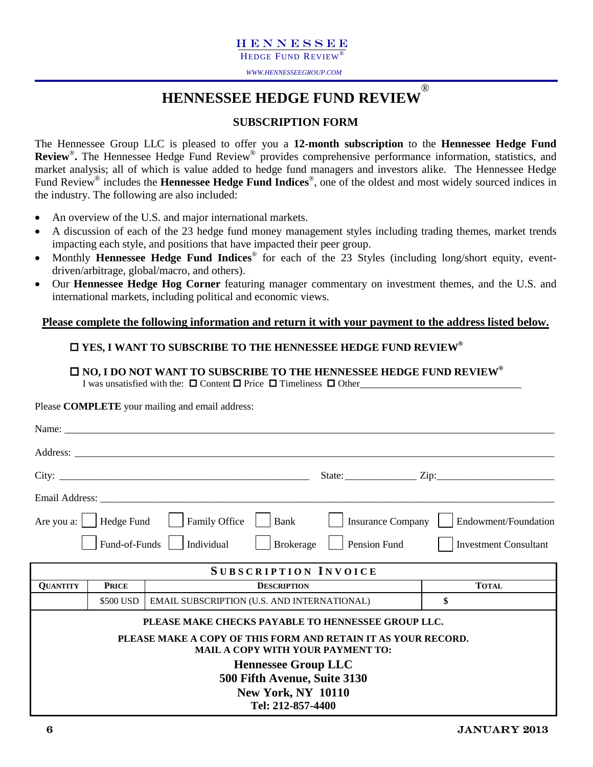# HENNESSEE HEDGE FUND REVIEW®

## SUBSCRIPTION FORM

The Hennessee Group LLC is pleased to offer you a **12-month subscription** to the **Hennessee Hedge Fund Review®.** The Hennessee Hedge Fund Review® provides comprehensive performance information, statistics, and market analysis; all of which is value added to hedge fund managers and investors alike. The Hennessee Hedge Fund Review® includes the **Hennessee Hedge Fund Indices®**, one of the oldest and most widely sourced indices in the industry. The following are also included:

- An overview of the U.S. and major international markets.
- A discussion of each of the 23 hedge fund money management styles including trading themes, market trends impacting each style, and positions that have impacted their peer group.
- Monthly **Hennessee Hedge Fund Indices®** for each of the 23 Styles (including long/short equity, event-driven/arbitrage, global/macro, and others).
- Our **Hennessee Hedge Hog Corner** featuring manager commentary on investment themes, and the U.S. and international markets, including political and economic views.

**Please complete the following information and return it with your payment to the address listed below.**

☐ **YES, I WANT TO SUBSCRIBE TO THE HENNESSEE HEDGE FUND REVIEW®**

☐ **NO, I DO NOT WANT TO SUBSCRIBE TO THE HENNESSEE HEDGE FUND REVIEW®**
I was unsatisfied with the: ☐ Content ☐ Price ☐ Timeliness ☐ Other_______________

Please **COMPLETE** your mailing and email address:

Name: _______________

Address: _______________

City: _______________ State: _______________ Zip: _______________

Email Address: _______________

Are you a: ☐ Hedge Fund ☐ Family Office ☐ Bank ☐ Insurance Company ☐ Endowment/Foundation
☐ Fund-of-Funds ☐ Individual ☐ Brokerage ☐ Pension Fund ☐ Investment Consultant

| SUBSCRIPTION INVOICE | | | |
|---|---|---|---|
| **QUANTITY** | **PRICE** | **DESCRIPTION** | **TOTAL** |
| | $500 USD | EMAIL SUBSCRIPTION (U.S. AND INTERNATIONAL) | **$** |

**PLEASE MAKE CHECKS PAYABLE TO HENNESSEE GROUP LLC.**

**PLEASE MAKE A COPY OF THIS FORM AND RETAIN IT AS YOUR RECORD.**
**MAIL A COPY WITH YOUR PAYMENT TO:**

**Hennessee Group LLC**
**500 Fifth Avenue, Suite 3130**
**New York, NY 10110**
**Tel: 212-857-4400**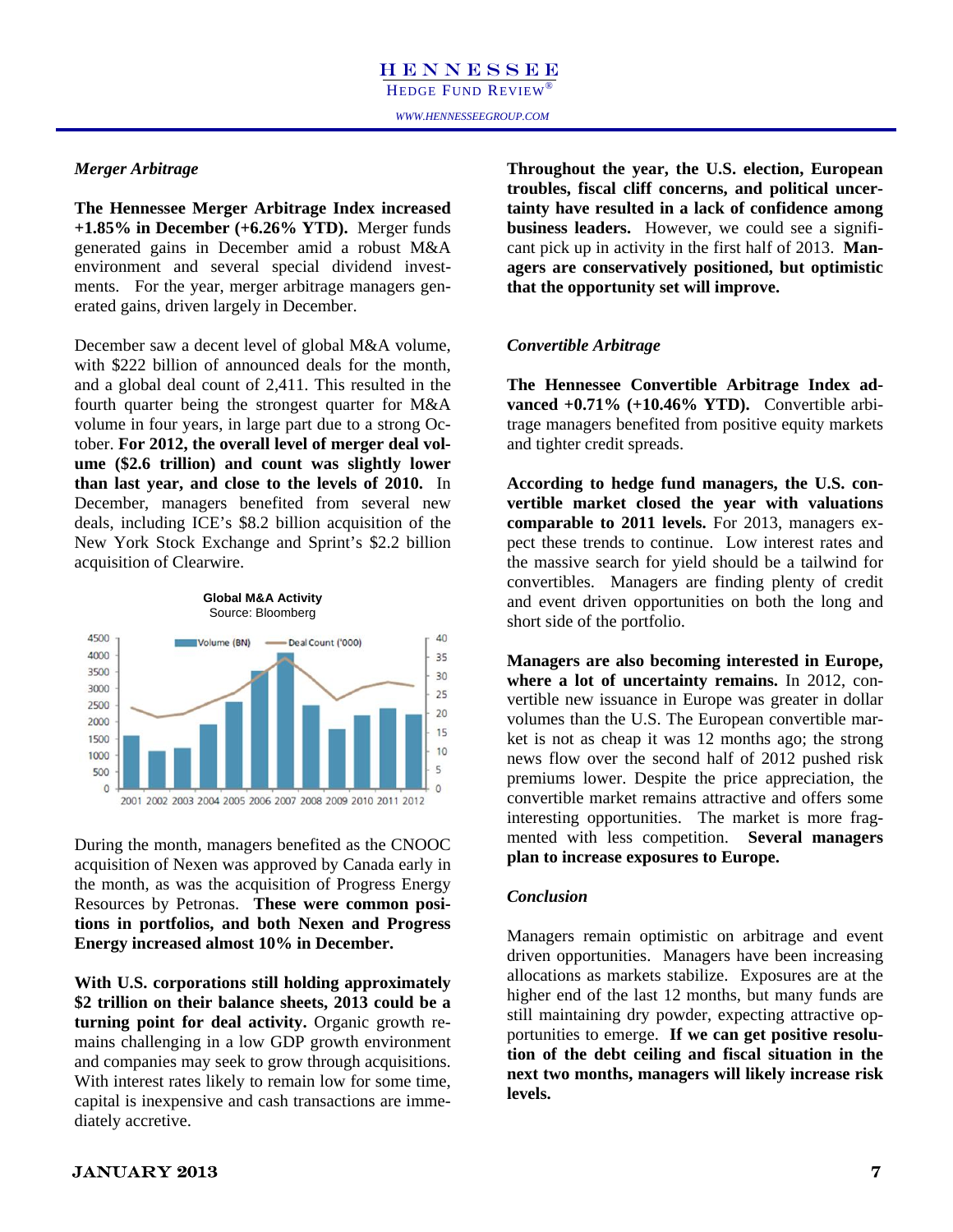### *Merger Arbitrage*

**The Hennessee Merger Arbitrage Index increased +1.85% in December (+6.26% YTD).** Merger funds generated gains in December amid a robust M&A environment and several special dividend investments. For the year, merger arbitrage managers generated gains, driven largely in December.

December saw a decent level of global M&A volume, with $222 billion of announced deals for the month, and a global deal count of 2,411. This resulted in the fourth quarter being the strongest quarter for M&A volume in four years, in large part due to a strong October. **For 2012, the overall level of merger deal volume ($2.6 trillion) and count was slightly lower than last year, and close to the levels of 2010.** In December, managers benefited from several new deals, including ICE's $8.2 billion acquisition of the New York Stock Exchange and Sprint's $2.2 billion acquisition of Clearwire.

**Global M&A Activity**
Source: Bloomberg

During the month, managers benefited as the CNOOC acquisition of Nexen was approved by Canada early in the month, as was the acquisition of Progress Energy Resources by Petronas. **These were common positions in portfolios, and both Nexen and Progress Energy increased almost 10% in December.**

**With U.S. corporations still holding approximately $2 trillion on their balance sheets, 2013 could be a turning point for deal activity.** Organic growth remains challenging in a low GDP growth environment and companies may seek to grow through acquisitions. With interest rates likely to remain low for some time, capital is inexpensive and cash transactions are immediately accretive.

**Throughout the year, the U.S. election, European troubles, fiscal cliff concerns, and political uncertainty have resulted in a lack of confidence among business leaders.** However, we could see a significant pick up in activity in the first half of 2013. **Managers are conservatively positioned, but optimistic that the opportunity set will improve.**

### *Convertible Arbitrage*

**The Hennessee Convertible Arbitrage Index advanced +0.71% (+10.46% YTD).** Convertible arbitrage managers benefited from positive equity markets and tighter credit spreads.

**According to hedge fund managers, the U.S. convertible market closed the year with valuations comparable to 2011 levels.** For 2013, managers expect these trends to continue. Low interest rates and the massive search for yield should be a tailwind for convertibles. Managers are finding plenty of credit and event driven opportunities on both the long and short side of the portfolio.

**Managers are also becoming interested in Europe, where a lot of uncertainty remains.** In 2012, convertible new issuance in Europe was greater in dollar volumes than the U.S. The European convertible market is not as cheap as it was 12 months ago; the strong news flow over the second half of 2012 pushed risk premiums lower. Despite the price appreciation, the convertible market remains attractive and offers some interesting opportunities. The market is more fragmented with less competition. **Several managers plan to increase exposures to Europe.**

### *Conclusion*

Managers remain optimistic on arbitrage and event driven opportunities. Managers have been increasing allocations as markets stabilize. Exposures are at the higher end of the last 12 months, but many funds are still maintaining dry powder, expecting attractive opportunities to emerge. **If we can get positive resolution of the debt ceiling and fiscal situation in the next two months, managers will likely increase risk levels.**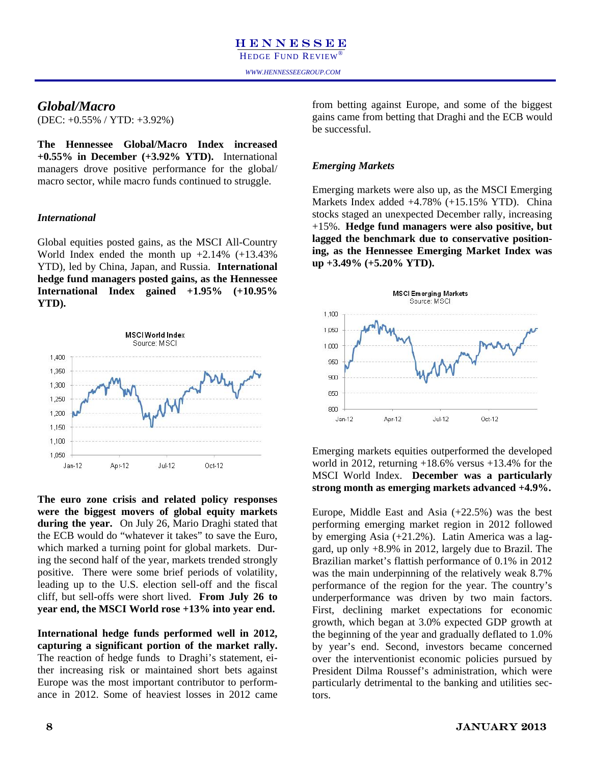## Global/Macro

(DEC: +0.55% / YTD: +3.92%)

**The Hennessee Global/Macro Index increased +0.55% in December (+3.92% YTD).** International managers drove positive performance for the global/ macro sector, while macro funds continued to struggle.

### *International*

Global equities posted gains, as the MSCI All-Country World Index ended the month up +2.14% (+13.43% YTD), led by China, Japan, and Russia. **International hedge fund managers posted gains, as the Hennessee International Index gained +1.95% (+10.95% YTD).**

**The euro zone crisis and related policy responses were the biggest movers of global equity markets during the year.** On July 26, Mario Draghi stated that the ECB would do "whatever it takes" to save the Euro, which marked a turning point for global markets. During the second half of the year, markets trended strongly positive. There were some brief periods of volatility, leading up to the U.S. election sell-off and the fiscal cliff, but sell-offs were short lived. **From July 26 to year end, the MSCI World rose +13% into year end.**

**International hedge funds performed well in 2012, capturing a significant portion of the market rally.** The reaction of hedge funds to Draghi's statement, either increasing risk or maintained short bets against Europe was the most important contributor to performance in 2012. Some of heaviest losses in 2012 came from betting against Europe, and some of the biggest gains came from betting that Draghi and the ECB would be successful.

### *Emerging Markets*

Emerging markets were also up, as the MSCI Emerging Markets Index added +4.78% (+15.15% YTD). China stocks staged an unexpected December rally, increasing +15%. **Hedge fund managers were also positive, but lagged the benchmark due to conservative positioning, as the Hennessee Emerging Market Index was up +3.49% (+5.20% YTD).**

Emerging markets equities outperformed the developed world in 2012, returning +18.6% versus +13.4% for the MSCI World Index. **December was a particularly strong month as emerging markets advanced +4.9%.**

Europe, Middle East and Asia (+22.5%) was the best performing emerging market region in 2012 followed by emerging Asia (+21.2%). Latin America was a laggard, up only +8.9% in 2012, largely due to Brazil. The Brazilian market's flattish performance of 0.1% in 2012 was the main underpinning of the relatively weak 8.7% performance of the region for the year. The country's underperformance was driven by two main factors. First, declining market expectations for economic growth, which began at 3.0% expected GDP growth at the beginning of the year and gradually deflated to 1.0% by year's end. Second, investors became concerned over the interventionist economic policies pursued by President Dilma Roussef's administration, which were particularly detrimental to the banking and utilities sectors.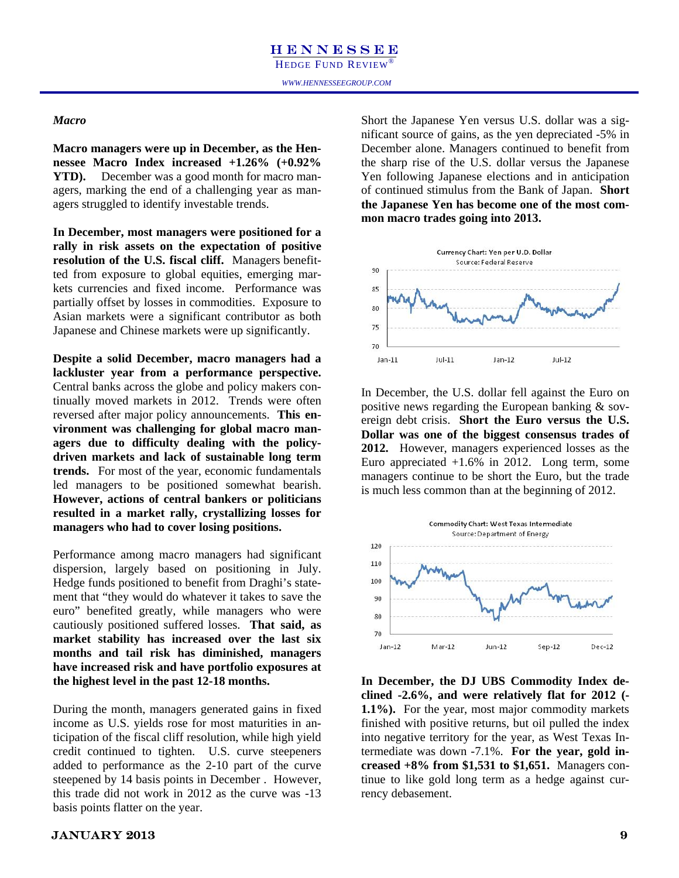### *Macro*

**Macro managers were up in December, as the Hennessee Macro Index increased +1.26% (+0.92% YTD).** December was a good month for macro managers, marking the end of a challenging year as managers struggled to identify investable trends.

**In December, most managers were positioned for a rally in risk assets on the expectation of positive resolution of the U.S. fiscal cliff.** Managers benefitted from exposure to global equities, emerging markets currencies and fixed income. Performance was partially offset by losses in commodities. Exposure to Asian markets were a significant contributor as both Japanese and Chinese markets were up significantly.

**Despite a solid December, macro managers had a lackluster year from a performance perspective.** Central banks across the globe and policy makers continually moved markets in 2012. Trends were often reversed after major policy announcements. **This environment was challenging for global macro managers due to difficulty dealing with the policy-driven markets and lack of sustainable long term trends.** For most of the year, economic fundamentals led managers to be positioned somewhat bearish. **However, actions of central bankers or politicians resulted in a market rally, crystallizing losses for managers who had to cover losing positions.**

Performance among macro managers had significant dispersion, largely based on positioning in July. Hedge funds positioned to benefit from Draghi's statement that "they would do whatever it takes to save the euro" benefited greatly, while managers who were cautiously positioned suffered losses. **That said, as market stability has increased over the last six months and tail risk has diminished, managers have increased risk and have portfolio exposures at the highest level in the past 12-18 months.**

During the month, managers generated gains in fixed income as U.S. yields rose for most maturities in anticipation of the fiscal cliff resolution, while high yield credit continued to tighten. U.S. curve steepeners added to performance as the 2-10 part of the curve steepened by 14 basis points in December . However, this trade did not work in 2012 as the curve was -13 basis points flatter on the year.

Short the Japanese Yen versus U.S. dollar was a significant source of gains, as the yen depreciated -5% in December alone. Managers continued to benefit from the sharp rise of the U.S. dollar versus the Japanese Yen following Japanese elections and in anticipation of continued stimulus from the Bank of Japan. **Short the Japanese Yen has become one of the most common macro trades going into 2013.**

Currency Chart: Yen per U.D. Dollar
Source: Federal Reserve

In December, the U.S. dollar fell against the Euro on positive news regarding the European banking & sovereign debt crisis. **Short the Euro versus the U.S. Dollar was one of the biggest consensus trades of 2012.** However, managers experienced losses as the Euro appreciated +1.6% in 2012. Long term, some managers continue to be short the Euro, but the trade is much less common than at the beginning of 2012.

Commodity Chart: West Texas Intermediate
Source: Department of Energy

**In December, the DJ UBS Commodity Index declined -2.6%, and were relatively flat for 2012 (-1.1%).** For the year, most major commodity markets finished with positive returns, but oil pulled the index into negative territory for the year, as West Texas Intermediate was down -7.1%. **For the year, gold increased +8% from $1,531 to $1,651.** Managers continue to like gold long term as a hedge against currency debasement.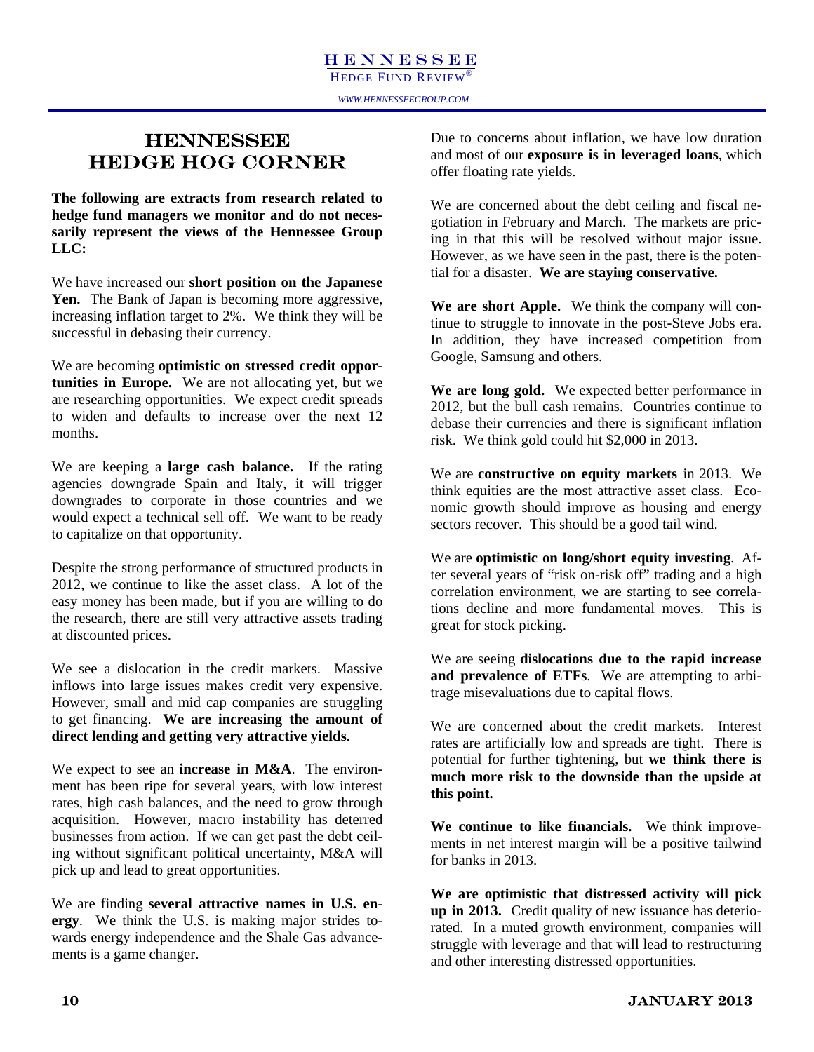# HENNESSEE HEDGE HOG CORNER

**The following are extracts from research related to hedge fund managers we monitor and do not necessarily represent the views of the Hennessee Group LLC:**

We have increased our **short position on the Japanese Yen.** The Bank of Japan is becoming more aggressive, increasing inflation target to 2%. We think they will be successful in debasing their currency.

We are becoming **optimistic on stressed credit opportunities in Europe.** We are not allocating yet, but we are researching opportunities. We expect credit spreads to widen and defaults to increase over the next 12 months.

We are keeping a **large cash balance.** If the rating agencies downgrade Spain and Italy, it will trigger downgrades to corporate in those countries and we would expect a technical sell off. We want to be ready to capitalize on that opportunity.

Despite the strong performance of structured products in 2012, we continue to like the asset class. A lot of the easy money has been made, but if you are willing to do the research, there are still very attractive assets trading at discounted prices.

We see a dislocation in the credit markets. Massive inflows into large issues makes credit very expensive. However, small and mid cap companies are struggling to get financing. **We are increasing the amount of direct lending and getting very attractive yields.**

We expect to see an **increase in M&A**. The environment has been ripe for several years, with low interest rates, high cash balances, and the need to grow through acquisition. However, macro instability has deterred businesses from action. If we can get past the debt ceiling without significant political uncertainty, M&A will pick up and lead to great opportunities.

We are finding **several attractive names in U.S. energy**. We think the U.S. is making major strides towards energy independence and the Shale Gas advancements is a game changer.

Due to concerns about inflation, we have low duration and most of our **exposure is in leveraged loans**, which offer floating rate yields.

We are concerned about the debt ceiling and fiscal negotiation in February and March. The markets are pricing in that this will be resolved without major issue. However, as we have seen in the past, there is the potential for a disaster. **We are staying conservative.**

**We are short Apple.** We think the company will continue to struggle to innovate in the post-Steve Jobs era. In addition, they have increased competition from Google, Samsung and others.

**We are long gold.** We expected better performance in 2012, but the bull cash remains. Countries continue to debase their currencies and there is significant inflation risk. We think gold could hit $2,000 in 2013.

We are **constructive on equity markets** in 2013. We think equities are the most attractive asset class. Economic growth should improve as housing and energy sectors recover. This should be a good tail wind.

We are **optimistic on long/short equity investing**. After several years of "risk on-risk off" trading and a high correlation environment, we are starting to see correlations decline and more fundamental moves. This is great for stock picking.

We are seeing **dislocations due to the rapid increase and prevalence of ETFs**. We are attempting to arbitrage misevaluations due to capital flows.

We are concerned about the credit markets. Interest rates are artificially low and spreads are tight. There is potential for further tightening, but **we think there is much more risk to the downside than the upside at this point.**

**We continue to like financials.** We think improvements in net interest margin will be a positive tailwind for banks in 2013.

**We are optimistic that distressed activity will pick up in 2013.** Credit quality of new issuance has deteriorated. In a muted growth environment, companies will struggle with leverage and that will lead to restructuring and other interesting distressed opportunities.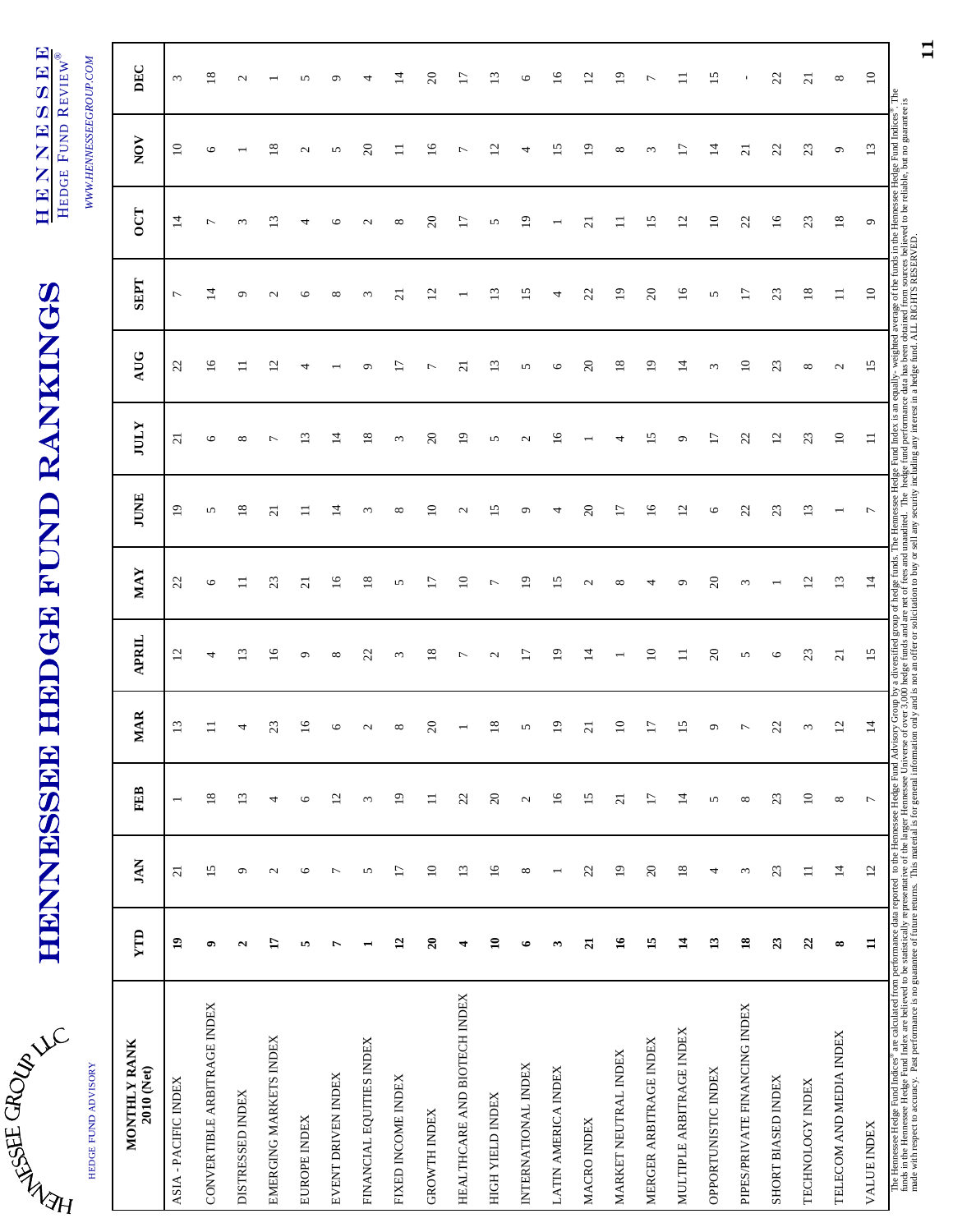# HENNESSEE HEDGE FUND RANKINGS

HENNESSEE GROUP LLC

HEDGE FUND ADVISORY

HENNESSEE HEDGE FUND REVIEW®

WWW.HENNESSEEGROUP.COM

| MONTHLY RANK 2010 (Net) | YTD | JAN | FEB | MAR | APRIL | MAY | JUNE | JULY | AUG | SEPT | OCT | NOV | DEC |
|---|---|---|---|---|---|---|---|---|---|---|---|---|---|
| ASIA - PACIFIC INDEX | **19** | 21 | 1 | 13 | 12 | 22 | 19 | 21 | 22 | 7 | 14 | 10 | 3 |
| CONVERTIBLE ARBITRAGE INDEX | **9** | 15 | 18 | 11 | 4 | 6 | 5 | 6 | 16 | 14 | 7 | 6 | 18 |
| DISTRESSED INDEX | **2** | 9 | 13 | 4 | 13 | 11 | 18 | 8 | 11 | 9 | 3 | 1 | 2 |
| EMERGING MARKETS INDEX | **17** | 2 | 4 | 23 | 16 | 23 | 21 | 7 | 12 | 2 | 13 | 18 | 1 |
| EUROPE INDEX | **5** | 6 | 6 | 16 | 9 | 21 | 11 | 13 | 4 | 6 | 4 | 2 | 5 |
| EVENT DRIVEN INDEX | **7** | 7 | 12 | 6 | 8 | 16 | 14 | 14 | 1 | 8 | 6 | 5 | 9 |
| FINANCIAL EQUITIES INDEX | **1** | 5 | 3 | 2 | 22 | 18 | 3 | 18 | 9 | 3 | 2 | 20 | 4 |
| FIXED INCOME INDEX | **12** | 17 | 19 | 8 | 3 | 5 | 8 | 3 | 17 | 21 | 8 | 11 | 14 |
| GROWTH INDEX | **20** | 10 | 11 | 20 | 18 | 17 | 10 | 20 | 7 | 12 | 20 | 16 | 20 |
| HEALTHCARE AND BIOTECH INDEX | **4** | 13 | 22 | 1 | 7 | 10 | 2 | 19 | 21 | 1 | 17 | 7 | 17 |
| HIGH YIELD INDEX | **10** | 16 | 20 | 18 | 2 | 7 | 15 | 5 | 13 | 13 | 5 | 12 | 13 |
| INTERNATIONAL INDEX | **6** | 8 | 2 | 5 | 17 | 19 | 9 | 2 | 5 | 15 | 19 | 4 | 6 |
| LATIN AMERICA INDEX | **3** | 1 | 16 | 19 | 19 | 15 | 4 | 16 | 6 | 4 | 1 | 15 | 16 |
| MACRO INDEX | **21** | 22 | 15 | 21 | 14 | 2 | 20 | 1 | 20 | 22 | 21 | 19 | 12 |
| MARKET NEUTRAL INDEX | **16** | 19 | 21 | 10 | 1 | 8 | 17 | 4 | 18 | 19 | 11 | 8 | 19 |
| MERGER ARBITRAGE INDEX | **15** | 20 | 17 | 17 | 10 | 4 | 16 | 15 | 19 | 20 | 15 | 3 | 7 |
| MULTIPLE ARBITRAGE INDEX | **14** | 18 | 14 | 15 | 11 | 9 | 12 | 9 | 14 | 16 | 12 | 17 | 11 |
| OPPORTUNISTIC INDEX | **13** | 4 | 5 | 9 | 20 | 20 | 6 | 17 | 3 | 5 | 10 | 14 | 15 |
| PIPES/PRIVATE FINANCING INDEX | **18** | 3 | 8 | 7 | 5 | 3 | 22 | 22 | 10 | 17 | 22 | 21 | - |
| SHORT BIASED INDEX | **23** | 23 | 23 | 22 | 6 | 1 | 23 | 12 | 23 | 23 | 16 | 22 | 22 |
| TECHNOLOGY INDEX | **22** | 11 | 10 | 3 | 23 | 12 | 13 | 23 | 8 | 18 | 23 | 23 | 21 |
| TELECOM AND MEDIA INDEX | **8** | 14 | 8 | 12 | 21 | 13 | 1 | 10 | 2 | 11 | 18 | 9 | 8 |
| VALUE INDEX | **11** | 12 | 7 | 14 | 15 | 14 | 7 | 11 | 15 | 10 | 9 | 13 | 10 |

The Hennessee Hedge Fund Indices® are calculated from performance data reported to the Hennessee Hedge Fund Advisory Group by a diversified group of hedge funds. The Hennessee Hedge Fund Index is an equally- weighted average of the funds in the Hennessee Hedge Fund Indices®. The funds in the Hennessee Hedge Fund Index are believed to be statistically representative of the larger Hennessee Universe of over 3,000 hedge funds and are net of fees and unaudited. The hedge fund performance data has been obtained from sources believed to be reliable, but no guarantee is made with respect to accuracy. Past performance is no guarantee of future returns. This material is for general information only and is not an offer or solicitation to buy or sell any security including any interest in a hedge fund. ALL RIGHTS RESERVED.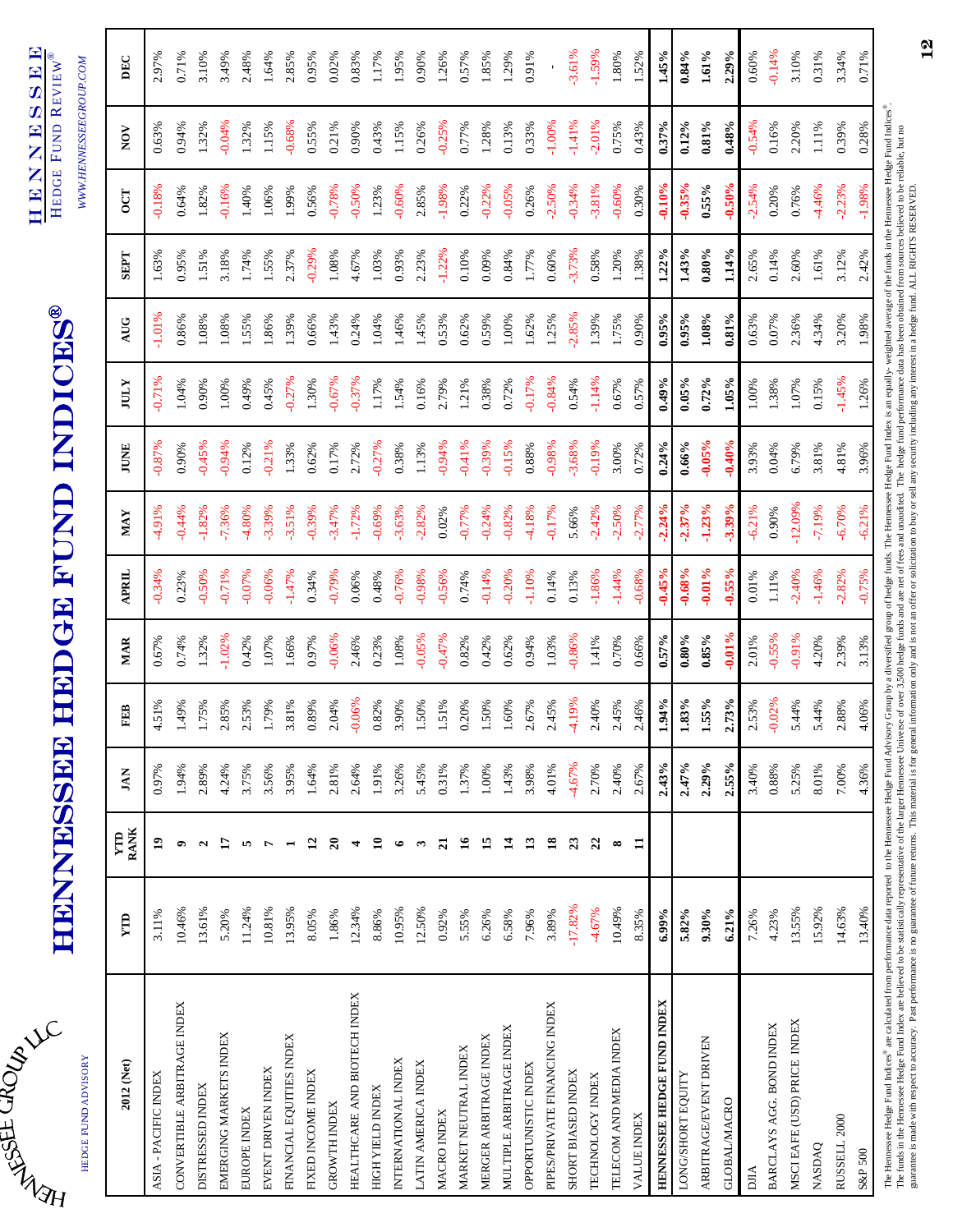HENNESSEE GROUP LLC

HEDGE FUND ADVISORY

# HENNESSEE HEDGE FUND INDICES®

HENNESSEE HEDGE FUND REVIEW®

WWW.HENNESSEEGROUP.COM

| 2012 (Net) | YTD | YTD RANK | JAN | FEB | MAR | APRIL | MAY | JUNE | JULY | AUG | SEPT | OCT | NOV | DEC |
|---|---|---|---|---|---|---|---|---|---|---|---|---|---|---|
| ASIA - PACIFIC INDEX | 3.11% | 19 | 0.97% | 4.51% | 0.67% | -0.34% | -4.91% | -0.87% | -0.71% | -1.01% | 1.63% | -0.18% | 0.63% | 2.97% |
| CONVERTIBLE ARBITRAGE INDEX | 10.46% | 9 | 1.94% | 1.49% | 0.74% | 0.23% | -0.44% | 0.90% | 1.04% | 0.86% | 0.95% | 0.64% | 0.94% | 0.71% |
| DISTRESSED INDEX | 13.61% | 2 | 2.89% | 1.75% | 1.32% | -0.50% | -1.82% | -0.45% | 0.90% | 1.08% | 1.51% | 1.82% | 1.32% | 3.10% |
| EMERGING MARKETS INDEX | 5.20% | 17 | 4.24% | 2.85% | -1.02% | -0.71% | -7.36% | -0.94% | 1.00% | 1.08% | 3.18% | -0.16% | -0.04% | 3.49% |
| EUROPE INDEX | 11.24% | 5 | 3.75% | 2.53% | 0.42% | -0.07% | -4.80% | 0.12% | 0.49% | 1.55% | 1.74% | 1.40% | 1.32% | 2.48% |
| EVENT DRIVEN INDEX | 10.81% | 7 | 3.56% | 1.79% | 1.07% | -0.06% | -3.39% | -0.21% | 0.45% | 1.86% | 1.55% | 1.06% | 1.15% | 1.64% |
| FINANCIAL EQUITIES INDEX | 13.95% | 1 | 3.95% | 3.81% | 1.66% | -1.47% | -3.51% | 1.33% | -0.27% | 1.39% | 2.37% | 1.99% | -0.68% | 2.85% |
| FIXED INCOME INDEX | 8.05% | 12 | 1.64% | 0.89% | 0.97% | 0.34% | -0.39% | 0.62% | 1.30% | 0.66% | -0.29% | 0.56% | 0.55% | 0.95% |
| GROWTH INDEX | 1.86% | 20 | 2.81% | 2.04% | -0.06% | -0.79% | -3.47% | 0.17% | -0.67% | 1.43% | 1.08% | -0.78% | 0.21% | 0.02% |
| HEALTHCARE AND BIOTECH INDEX | 12.34% | 4 | 2.64% | -0.06% | 2.46% | 0.06% | -1.72% | 2.72% | -0.37% | 0.24% | 4.67% | -0.50% | 0.90% | 0.83% |
| HIGH YIELD INDEX | 8.86% | 10 | 1.91% | 0.82% | 0.23% | 0.48% | -0.69% | -0.27% | 1.17% | 1.04% | 1.03% | 1.23% | 0.43% | 1.17% |
| INTERNATIONAL INDEX | 10.95% | 6 | 3.26% | 3.90% | 1.08% | -0.76% | -3.63% | 0.38% | 1.54% | 1.46% | 0.93% | -0.60% | 1.15% | 1.95% |
| LATIN AMERICA INDEX | 12.50% | 3 | 5.45% | 1.50% | -0.05% | -0.98% | -2.82% | 1.13% | 0.16% | 1.45% | 2.23% | 2.85% | 0.26% | 0.90% |
| MACRO INDEX | 0.92% | 21 | 0.31% | 1.51% | -0.47% | -0.56% | 0.02% | -0.94% | 2.79% | 0.53% | -1.22% | -1.98% | -0.25% | 1.26% |
| MARKET NEUTRAL INDEX | 5.55% | 16 | 1.37% | 0.20% | 0.82% | 0.74% | -0.77% | -0.41% | 1.21% | 0.62% | 0.10% | 0.22% | 0.77% | 0.57% |
| MERGER ARBITRAGE INDEX | 6.26% | 15 | 1.00% | 1.50% | 0.42% | -0.14% | -0.24% | -0.39% | 0.38% | 0.59% | 0.09% | -0.22% | 1.28% | 1.85% |
| MULTIPLE ARBITRAGE INDEX | 6.58% | 14 | 1.43% | 1.60% | 0.62% | -0.20% | -0.82% | -0.15% | 0.72% | 1.00% | 0.84% | -0.05% | 0.13% | 1.29% |
| OPPORTUNISTIC INDEX | 7.96% | 13 | 3.98% | 2.67% | 0.94% | -1.10% | -4.18% | 0.88% | -0.17% | 1.62% | 1.77% | 0.26% | 0.33% | 0.91% |
| PIPES/PRIVATE FINANCING INDEX | 3.89% | 18 | 4.01% | 2.45% | 1.03% | 0.14% | -0.17% | -0.98% | -0.84% | 1.25% | 0.60% | -2.50% | -1.00% | - |
| SHORT BIASED INDEX | -17.82% | 23 | -4.67% | -4.19% | -0.86% | 0.13% | 5.66% | -3.68% | 0.54% | -2.85% | -3.73% | -0.34% | -1.41% | -3.61% |
| TECHNOLOGY INDEX | -4.67% | 22 | 2.70% | 2.40% | 1.41% | -1.86% | -2.42% | -0.19% | -1.14% | 1.39% | 0.58% | -3.81% | -2.01% | -1.59% |
| TELECOM AND MEDIA INDEX | 10.49% | 8 | 2.40% | 2.45% | 0.70% | -1.44% | -2.50% | 3.00% | 0.67% | 1.75% | 1.20% | -0.60% | 0.75% | 1.80% |
| VALUE INDEX | 8.35% | 11 | 2.67% | 2.46% | 0.66% | -0.68% | -2.77% | 0.72% | 0.57% | 0.90% | 1.38% | 0.30% | 0.43% | 1.52% |
| **HENNESSEE HEDGE FUND INDEX** | **6.99%** | | **2.43%** | **1.94%** | **0.57%** | **-0.45%** | **-2.24%** | **0.24%** | **0.49%** | **0.95%** | **1.22%** | **-0.10%** | **0.37%** | **1.45%** |
| LONG/SHORT EQUITY | **5.82%** | | **2.47%** | **1.83%** | **0.80%** | **-0.68%** | **-2.37%** | **0.66%** | **0.05%** | **0.95%** | **1.43%** | **-0.35%** | **0.12%** | **0.84%** |
| ARBITRAGE/EVENT DRIVEN | **9.30%** | | **2.29%** | **1.55%** | **0.85%** | **-0.01%** | **-1.23%** | **-0.05%** | **0.72%** | **1.08%** | **0.80%** | **0.55%** | **0.81%** | **1.61%** |
| GLOBAL/MACRO | **6.21%** | | **2.55%** | **2.73%** | **-0.01%** | **-0.55%** | **-3.39%** | **-0.40%** | **1.05%** | **0.81%** | **1.14%** | **-0.50%** | **0.48%** | **2.29%** |
| DJIA | 7.26% | | 3.40% | 2.53% | 2.01% | 0.01% | -6.21% | 3.93% | 1.00% | 0.63% | 2.65% | -2.54% | -0.54% | 0.60% |
| BARCLAYS AGG. BOND INDEX | 4.23% | | 0.88% | -0.02% | -0.55% | 1.11% | 0.90% | 0.04% | 1.38% | 0.07% | 0.14% | 0.20% | 0.16% | -0.14% |
| MSCI EAFE (USD) PRICE INDEX | 13.55% | | 5.25% | 5.44% | -0.91% | -2.40% | -12.09% | 6.79% | 1.07% | 2.36% | 2.60% | 0.76% | 2.20% | 3.10% |
| NASDAQ | 15.92% | | 8.01% | 5.44% | 4.20% | -1.46% | -7.19% | 3.81% | 0.15% | 4.34% | 1.61% | -4.46% | 1.11% | 0.31% |
| RUSSELL 2000 | 14.63% | | 7.00% | 2.88% | 2.39% | -2.82% | -6.70% | 4.81% | -1.45% | 3.20% | 3.12% | -2.23% | 0.39% | 3.34% |
| S&P 500 | 13.40% | | 4.36% | 4.06% | 3.13% | -0.75% | -6.21% | 3.96% | 1.26% | 1.98% | 2.42% | -1.98% | 0.28% | 0.71% |

The Hennessee Hedge Fund Indices® are calculated from performance data reported to the Hennessee Hedge Fund Advisory Group by a diversified group of hedge funds. The Hennessee Hedge Fund Index is an equally- weighted average of the funds in the Hennessee Hedge Fund Indices®. The funds in the Hennessee Hedge Fund Index are believed to be statistically representative of the larger Hennessee Universe of over 3,500 hedge funds and are net of fees and unaudited. The hedge fund performance data has been obtained from sources believed to be reliable, but no guarantee is made with respect to accuracy. Past performance is no guarantee of future returns. This material is for general information only and is not an offer or solicitation to buy or sell any security including any interest in a hedge fund. ALL RIGHTS RESERVED.